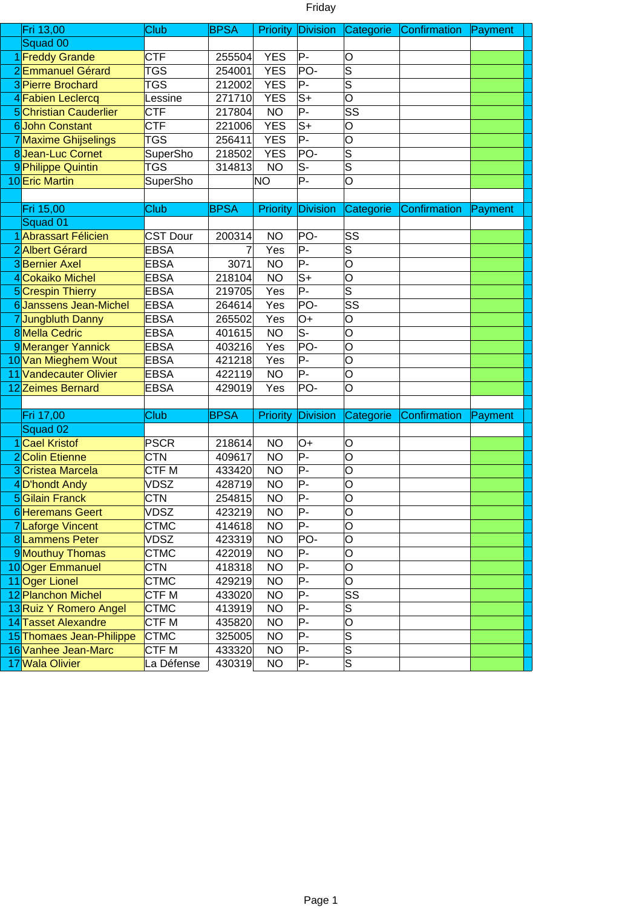# Friday

| | Fri 13,00 | Club | BPSA | Priority | Division | Categorie | Confirmation | Payment |
|---|---|---|---|---|---|---|---|---|
| | Squad 00 | | | | | | | |
| 1 | Freddy Grande | CTF | 255504 | YES | P- | O | | |
| 2 | Emmanuel Gérard | TGS | 254001 | YES | PO- | S | | |
| 3 | Pierre Brochard | TGS | 212002 | YES | P- | S | | |
| 4 | Fabien Leclercq | Lessine | 271710 | YES | S+ | O | | |
| 5 | Christian Cauderlier | CTF | 217804 | NO | P- | SS | | |
| 6 | John Constant | CTF | 221006 | YES | S+ | O | | |
| 7 | Maxime Ghijselings | TGS | 256411 | YES | P- | O | | |
| 8 | Jean-Luc Cornet | SuperSho | 218502 | YES | PO- | S | | |
| 9 | Philippe Quintin | TGS | 314813 | NO | S- | S | | |
| 10 | Eric Martin | SuperSho | | NO | P- | O | | |

| | Fri 15,00 | Club | BPSA | Priority | Division | Categorie | Confirmation | Payment |
|---|---|---|---|---|---|---|---|---|
| | Squad 01 | | | | | | | |
| 1 | Abrassart Félicien | CST Dour | 200314 | NO | PO- | SS | | |
| 2 | Albert Gérard | EBSA | 7 | Yes | P- | S | | |
| 3 | Bernier Axel | EBSA | 3071 | NO | P- | O | | |
| 4 | Cokaiko Michel | EBSA | 218104 | NO | S+ | O | | |
| 5 | Crespin Thierry | EBSA | 219705 | Yes | P- | S | | |
| 6 | Janssens Jean-Michel | EBSA | 264614 | Yes | PO- | SS | | |
| 7 | Jungbluth Danny | EBSA | 265502 | Yes | O+ | O | | |
| 8 | Mella Cedric | EBSA | 401615 | NO | S- | O | | |
| 9 | Meranger Yannick | EBSA | 403216 | Yes | PO- | O | | |
| 10 | Van Mieghem Wout | EBSA | 421218 | Yes | P- | O | | |
| 11 | Vandecauter Olivier | EBSA | 422119 | NO | P- | O | | |
| 12 | Zeimes Bernard | EBSA | 429019 | Yes | PO- | O | | |

| | Fri 17,00 | Club | BPSA | Priority | Division | Categorie | Confirmation | Payment |
|---|---|---|---|---|---|---|---|---|
| | Squad 02 | | | | | | | |
| 1 | Cael Kristof | PSCR | 218614 | NO | O+ | O | | |
| 2 | Colin Etienne | CTN | 409617 | NO | P- | O | | |
| 3 | Cristea Marcela | CTF M | 433420 | NO | P- | O | | |
| 4 | D'hondt Andy | VDSZ | 428719 | NO | P- | O | | |
| 5 | Gilain Franck | CTN | 254815 | NO | P- | O | | |
| 6 | Heremans Geert | VDSZ | 423219 | NO | P- | O | | |
| 7 | Laforge Vincent | CTMC | 414618 | NO | P- | O | | |
| 8 | Lammens Peter | VDSZ | 423319 | NO | PO- | O | | |
| 9 | Mouthuy Thomas | CTMC | 422019 | NO | P- | O | | |
| 10 | Oger Emmanuel | CTN | 418318 | NO | P- | O | | |
| 11 | Oger Lionel | CTMC | 429219 | NO | P- | O | | |
| 12 | Planchon Michel | CTF M | 433020 | NO | P- | SS | | |
| 13 | Ruiz Y Romero Angel | CTMC | 413919 | NO | P- | S | | |
| 14 | Tasset Alexandre | CTF M | 435820 | NO | P- | O | | |
| 15 | Thomaes Jean-Philippe | CTMC | 325005 | NO | P- | S | | |
| 16 | Vanhee Jean-Marc | CTF M | 433320 | NO | P- | S | | |
| 17 | Wala Olivier | La Défense | 430319 | NO | P- | S | | |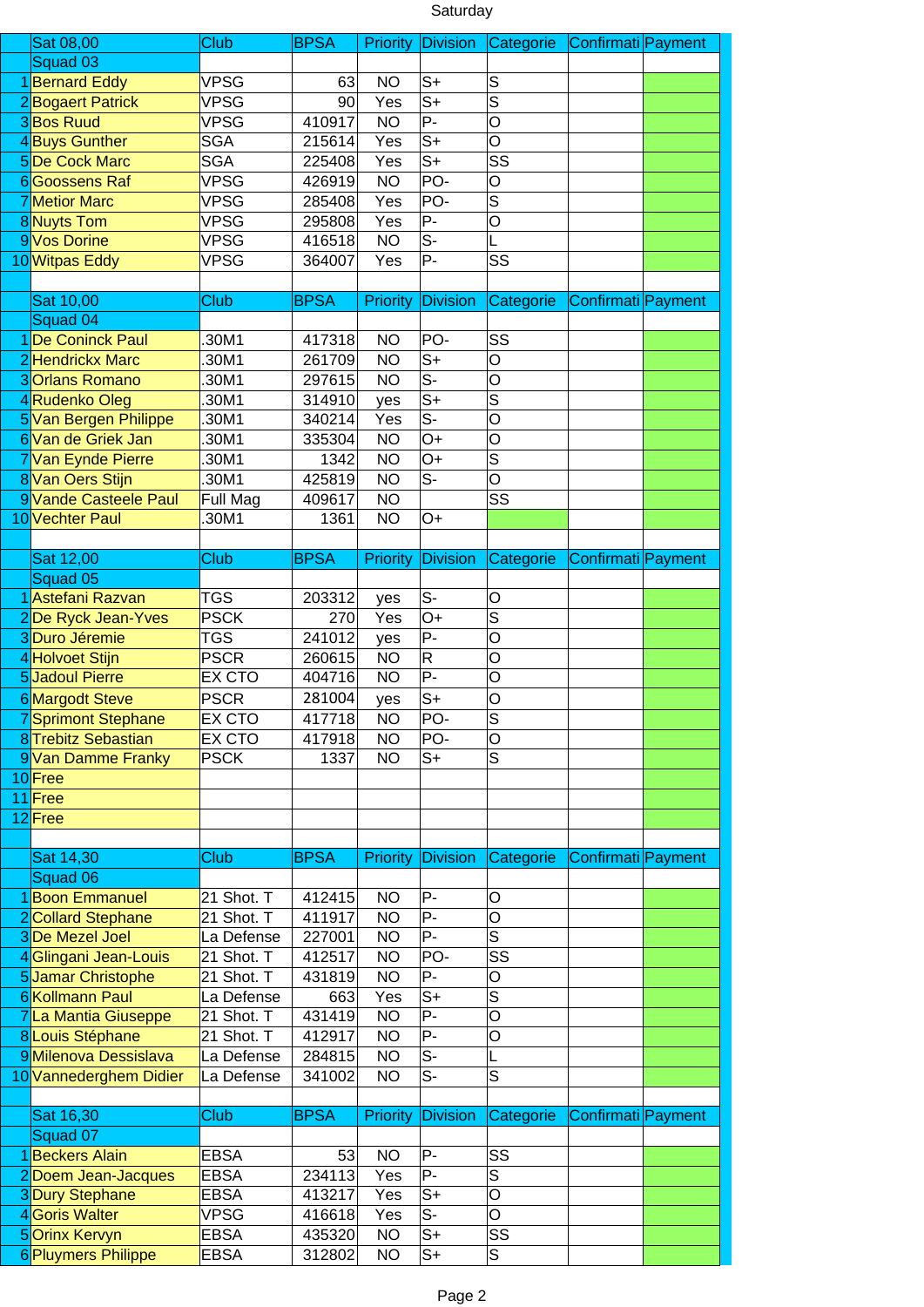Saturday

| | Sat 08,00 | Club | BPSA | Priority | Division | Categorie | Confirmati | Payment |
|---|---|---|---|---|---|---|---|---|
| | Squad 03 | | | | | | | |
| 1 | Bernard Eddy | VPSG | 63 | NO | S+ | S | | |
| 2 | Bogaert Patrick | VPSG | 90 | Yes | S+ | S | | |
| 3 | Bos Ruud | VPSG | 410917 | NO | P- | O | | |
| 4 | Buys Gunther | SGA | 215614 | Yes | S+ | O | | |
| 5 | De Cock Marc | SGA | 225408 | Yes | S+ | SS | | |
| 6 | Goossens Raf | VPSG | 426919 | NO | PO- | O | | |
| 7 | Metior Marc | VPSG | 285408 | Yes | PO- | S | | |
| 8 | Nuyts Tom | VPSG | 295808 | Yes | P- | O | | |
| 9 | Vos Dorine | VPSG | 416518 | NO | S- | L | | |
| 10 | Witpas Eddy | VPSG | 364007 | Yes | P- | SS | | |
| | | | | | | | | |
| | Sat 10,00 | Club | BPSA | Priority | Division | Categorie | Confirmati | Payment |
| | Squad 04 | | | | | | | |
| 1 | De Coninck Paul | .30M1 | 417318 | NO | PO- | SS | | |
| 2 | Hendrickx Marc | .30M1 | 261709 | NO | S+ | O | | |
| 3 | Orlans Romano | .30M1 | 297615 | NO | S- | O | | |
| 4 | Rudenko Oleg | .30M1 | 314910 | yes | S+ | S | | |
| 5 | Van Bergen Philippe | .30M1 | 340214 | Yes | S- | O | | |
| 6 | Van de Griek Jan | .30M1 | 335304 | NO | O+ | O | | |
| 7 | Van Eynde Pierre | .30M1 | 1342 | NO | O+ | S | | |
| 8 | Van Oers Stijn | .30M1 | 425819 | NO | S- | O | | |
| 9 | Vande Casteele Paul | Full Mag | 409617 | NO | | SS | | |
| 10 | Vechter Paul | .30M1 | 1361 | NO | O+ | | | |
| | | | | | | | | |
| | Sat 12,00 | Club | BPSA | Priority | Division | Categorie | Confirmati | Payment |
| | Squad 05 | | | | | | | |
| 1 | Astefani Razvan | TGS | 203312 | yes | S- | O | | |
| 2 | De Ryck Jean-Yves | PSCK | 270 | Yes | O+ | S | | |
| 3 | Duro Jéremie | TGS | 241012 | yes | P- | O | | |
| 4 | Holvoet Stijn | PSCR | 260615 | NO | R | O | | |
| 5 | Jadoul Pierre | EX CTO | 404716 | NO | P- | O | | |
| 6 | Margodt Steve | PSCR | 281004 | yes | S+ | O | | |
| 7 | Sprimont Stephane | EX CTO | 417718 | NO | PO- | S | | |
| 8 | Trebitz Sebastian | EX CTO | 417918 | NO | PO- | O | | |
| 9 | Van Damme Franky | PSCK | 1337 | NO | S+ | S | | |
| 10 | Free | | | | | | | |
| 11 | Free | | | | | | | |
| 12 | Free | | | | | | | |
| | | | | | | | | |
| | Sat 14,30 | Club | BPSA | Priority | Division | Categorie | Confirmati | Payment |
| | Squad 06 | | | | | | | |
| 1 | Boon Emmanuel | 21 Shot. T | 412415 | NO | P- | O | | |
| 2 | Collard Stephane | 21 Shot. T | 411917 | NO | P- | O | | |
| 3 | De Mezel Joel | La Defense | 227001 | NO | P- | S | | |
| 4 | Glingani Jean-Louis | 21 Shot. T | 412517 | NO | PO- | SS | | |
| 5 | Jamar Christophe | 21 Shot. T | 431819 | NO | P- | O | | |
| 6 | Kollmann Paul | La Defense | 663 | Yes | S+ | S | | |
| 7 | La Mantia Giuseppe | 21 Shot. T | 431419 | NO | P- | O | | |
| 8 | Louis Stéphane | 21 Shot. T | 412917 | NO | P- | O | | |
| 9 | Milenova Dessislava | La Defense | 284815 | NO | S- | L | | |
| 10 | Vannederghem Didier | La Defense | 341002 | NO | S- | S | | |
| | | | | | | | | |
| | Sat 16,30 | Club | BPSA | Priority | Division | Categorie | Confirmati | Payment |
| | Squad 07 | | | | | | | |
| 1 | Beckers Alain | EBSA | 53 | NO | P- | SS | | |
| 2 | Doem Jean-Jacques | EBSA | 234113 | Yes | P- | S | | |
| 3 | Dury Stephane | EBSA | 413217 | Yes | S+ | O | | |
| 4 | Goris Walter | VPSG | 416618 | Yes | S- | O | | |
| 5 | Orinx Kervyn | EBSA | 435320 | NO | S+ | SS | | |
| 6 | Pluymers Philippe | EBSA | 312802 | NO | S+ | S | | |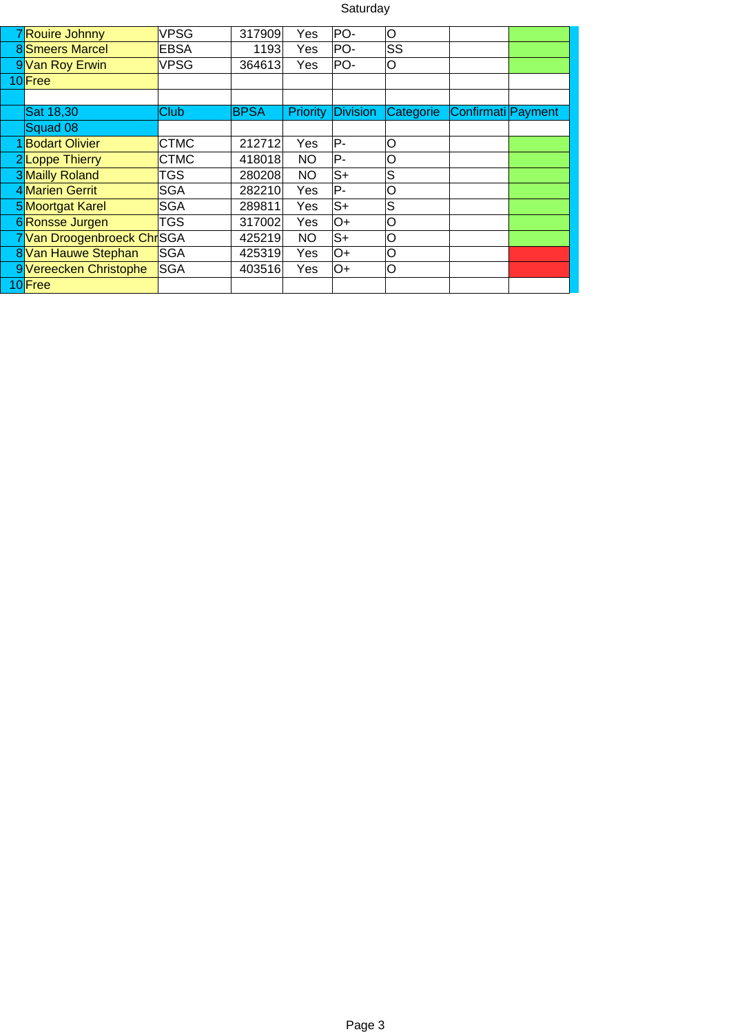Saturday

| | | Club | BPSA | Priority | Division | Categorie | Confirmati | Payment |
|---|---|---|---|---|---|---|---|---|
| 7 | Rouire Johnny | VPSG | 317909 | Yes | PO- | O | | |
| 8 | Smeers Marcel | EBSA | 1193 | Yes | PO- | SS | | |
| 9 | Van Roy Erwin | VPSG | 364613 | Yes | PO- | O | | |
| 10 | Free | | | | | | | |

| | Sat 18,30 | Club | BPSA | Priority | Division | Categorie | Confirmati | Payment |
|---|---|---|---|---|---|---|---|---|
| | Squad 08 | | | | | | | |
| 1 | Bodart Olivier | CTMC | 212712 | Yes | P- | O | | |
| 2 | Loppe Thierry | CTMC | 418018 | NO | P- | O | | |
| 3 | Mailly Roland | TGS | 280208 | NO | S+ | S | | |
| 4 | Marien Gerrit | SGA | 282210 | Yes | P- | O | | |
| 5 | Moortgat Karel | SGA | 289811 | Yes | S+ | S | | |
| 6 | Ronsse Jurgen | TGS | 317002 | Yes | O+ | O | | |
| 7 | Van Droogenbroeck Chr | SGA | 425219 | NO | S+ | O | | |
| 8 | Van Hauwe Stephan | SGA | 425319 | Yes | O+ | O | | |
| 9 | Vereecken Christophe | SGA | 403516 | Yes | O+ | O | | |
| 10 | Free | | | | | | | |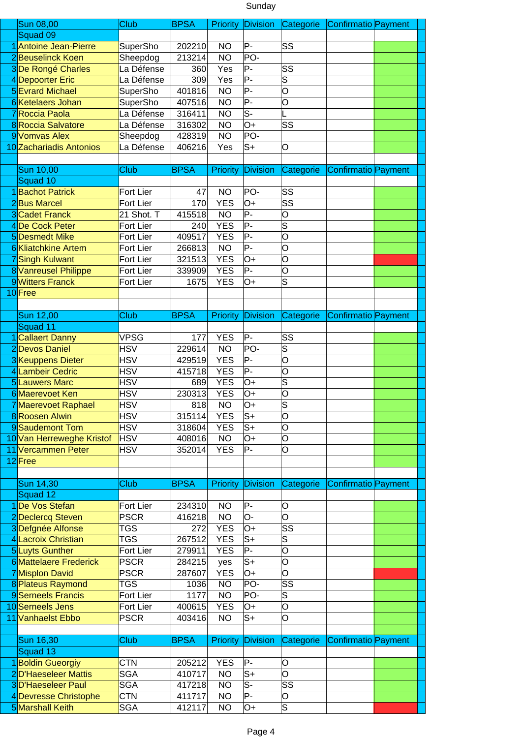Sunday

| | Sun 08,00 | Club | BPSA | Priority | Division | Categorie | Confirmatio | Payment |
|---|---|---|---|---|---|---|---|---|
| | Squad 09 | | | | | | | |
| 1 | Antoine Jean-Pierre | SuperSho | 202210 | NO | P- | SS | | |
| 2 | Beuselinck Koen | Sheepdog | 213214 | NO | PO- | | | |
| 3 | De Rongé Charles | La Défense | 360 | Yes | P- | SS | | |
| 4 | Depoorter Eric | La Défense | 309 | Yes | P- | S | | |
| 5 | Evrard Michael | SuperSho | 401816 | NO | P- | O | | |
| 6 | Ketelaers Johan | SuperSho | 407516 | NO | P- | O | | |
| 7 | Roccia Paola | La Défense | 316411 | NO | S- | L | | |
| 8 | Roccia Salvatore | La Défense | 316302 | NO | O+ | SS | | |
| 9 | Vomvas Alex | Sheepdog | 428319 | NO | PO- | | | |
| 10 | Zachariadis Antonios | La Défense | 406216 | Yes | S+ | O | | |

| | Sun 10,00 | Club | BPSA | Priority | Division | Categorie | Confirmatio | Payment |
|---|---|---|---|---|---|---|---|---|
| | Squad 10 | | | | | | | |
| 1 | Bachot Patrick | Fort Lier | 47 | NO | PO- | SS | | |
| 2 | Bus Marcel | Fort Lier | 170 | YES | O+ | SS | | |
| 3 | Cadet Franck | 21 Shot. T | 415518 | NO | P- | O | | |
| 4 | De Cock Peter | Fort Lier | 240 | YES | P- | S | | |
| 5 | Desmedt Mike | Fort Lier | 409517 | YES | P- | O | | |
| 6 | Kliatchkine Artem | Fort Lier | 266813 | NO | P- | O | | |
| 7 | Singh Kulwant | Fort Lier | 321513 | YES | O+ | O | | |
| 8 | Vanreusel Philippe | Fort Lier | 339909 | YES | P- | O | | |
| 9 | Witters Franck | Fort Lier | 1675 | YES | O+ | S | | |
| 10 | Free | | | | | | | |

| | Sun 12,00 | Club | BPSA | Priority | Division | Categorie | Confirmatio | Payment |
|---|---|---|---|---|---|---|---|---|
| | Squad 11 | | | | | | | |
| 1 | Callaert Danny | VPSG | 177 | YES | P- | SS | | |
| 2 | Devos Daniel | HSV | 229614 | NO | PO- | S | | |
| 3 | Keuppens Dieter | HSV | 429519 | YES | P- | O | | |
| 4 | Lambeir Cedric | HSV | 415718 | YES | P- | O | | |
| 5 | Lauwers Marc | HSV | 689 | YES | O+ | S | | |
| 6 | Maerevoet Ken | HSV | 230313 | YES | O+ | O | | |
| 7 | Maerevoet Raphael | HSV | 818 | NO | O+ | S | | |
| 8 | Roosen Alwin | HSV | 315114 | YES | S+ | O | | |
| 9 | Saudemont Tom | HSV | 318604 | YES | S+ | O | | |
| 10 | Van Herreweghe Kristof | HSV | 408016 | NO | O+ | O | | |
| 11 | Vercammen Peter | HSV | 352014 | YES | P- | O | | |
| 12 | Free | | | | | | | |

| | Sun 14,30 | Club | BPSA | Priority | Division | Categorie | Confirmatio | Payment |
|---|---|---|---|---|---|---|---|---|
| | Squad 12 | | | | | | | |
| 1 | De Vos Stefan | Fort Lier | 234310 | NO | P- | O | | |
| 2 | Declercq Steven | PSCR | 416218 | NO | O- | O | | |
| 3 | Defgnée Alfonse | TGS | 272 | YES | O+ | SS | | |
| 4 | Lacroix Christian | TGS | 267512 | YES | S+ | S | | |
| 5 | Luyts Gunther | Fort Lier | 279911 | YES | P- | O | | |
| 6 | Mattelaere Frederick | PSCR | 284215 | yes | S+ | O | | |
| 7 | Misplon David | PSCR | 287607 | YES | O+ | O | | |
| 8 | Plateus Raymond | TGS | 1036 | NO | PO- | SS | | |
| 9 | Serneels Francis | Fort Lier | 1177 | NO | PO- | S | | |
| 10 | Serneels Jens | Fort Lier | 400615 | YES | O+ | O | | |
| 11 | Vanhaelst Ebbo | PSCR | 403416 | NO | S+ | O | | |

| | Sun 16,30 | Club | BPSA | Priority | Division | Categorie | Confirmatio | Payment |
|---|---|---|---|---|---|---|---|---|
| | Squad 13 | | | | | | | |
| 1 | Boldin Gueorgiy | CTN | 205212 | YES | P- | O | | |
| 2 | D'Haeseleer Mattis | SGA | 410717 | NO | S+ | O | | |
| 3 | D'Haeseleer Paul | SGA | 417218 | NO | S- | SS | | |
| 4 | Devresse Christophe | CTN | 411717 | NO | P- | O | | |
| 5 | Marshall Keith | SGA | 412117 | NO | O+ | S | | |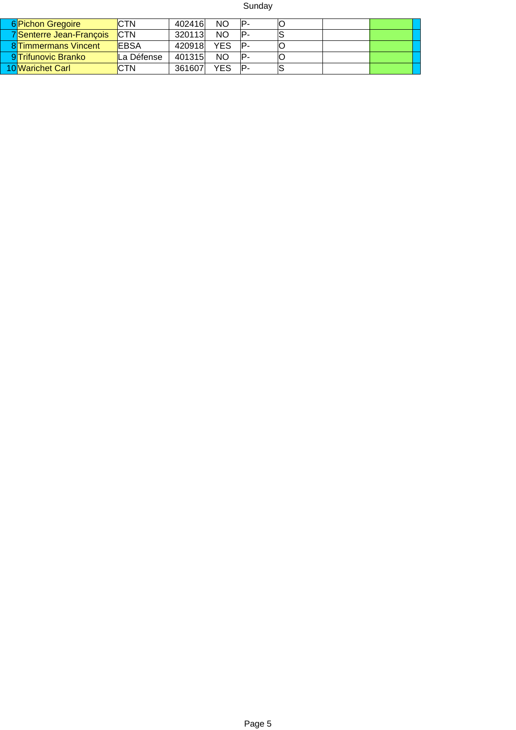Sunday

| | | | | | | | | | |
|---|---|---|---|---|---|---|---|---|---|
| 6 | Pichon Gregoire | CTN | 402416 | NO | P- | O | | | |
| 7 | Senterre Jean-François | CTN | 320113 | NO | P- | S | | | |
| 8 | Timmermans Vincent | EBSA | 420918 | YES | P- | O | | | |
| 9 | Trifunovic Branko | La Défense | 401315 | NO | P- | O | | | |
| 10 | Warichet Carl | CTN | 361607 | YES | P- | S | | | |